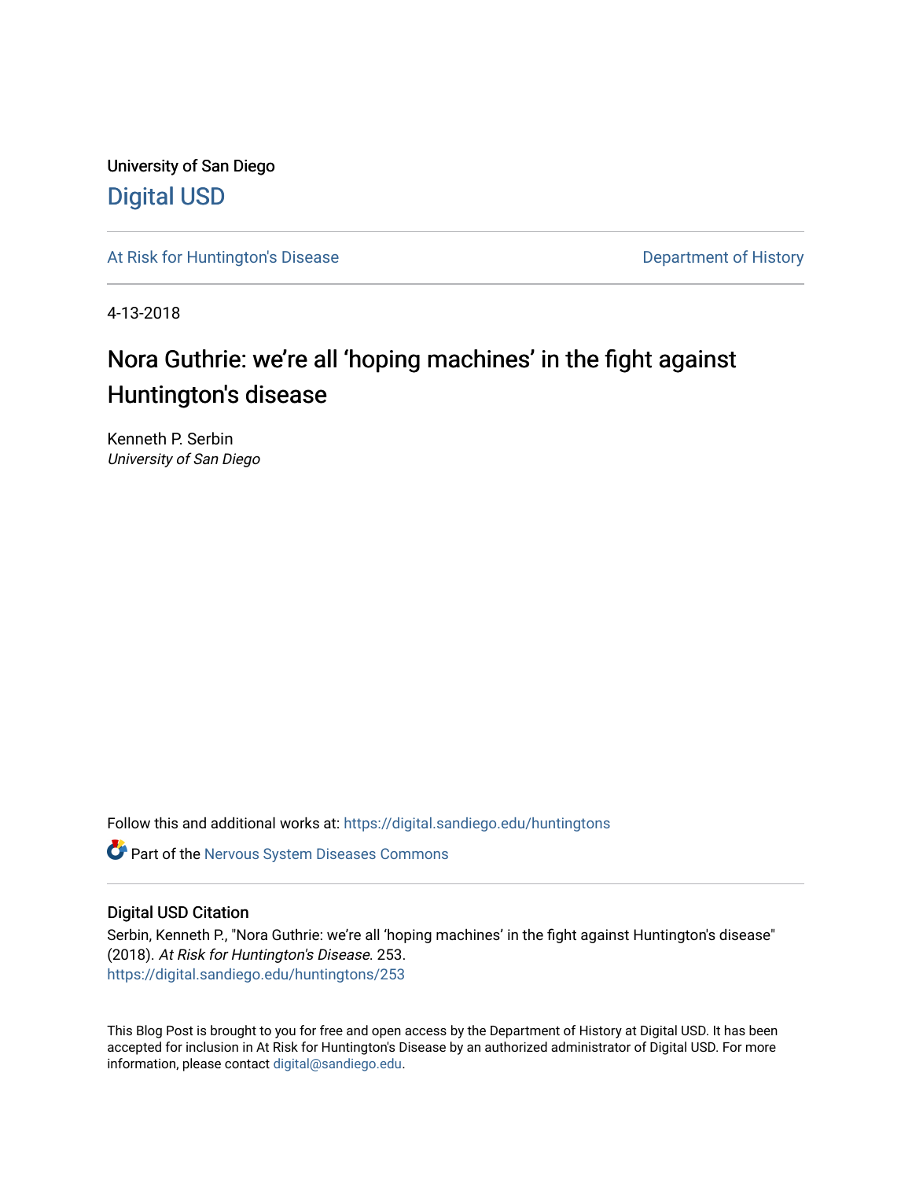University of San Diego

# Digital USD

At Risk for Huntington's Disease

Department of History

4-13-2018

# Nora Guthrie: we're all 'hoping machines' in the fight against Huntington's disease

Kenneth P. Serbin
*University of San Diego*

Follow this and additional works at: https://digital.sandiego.edu/huntingtons

Part of the Nervous System Diseases Commons

## Digital USD Citation

Serbin, Kenneth P., "Nora Guthrie: we're all 'hoping machines' in the fight against Huntington's disease" (2018). *At Risk for Huntington's Disease*. 253.
https://digital.sandiego.edu/huntingtons/253

This Blog Post is brought to you for free and open access by the Department of History at Digital USD. It has been accepted for inclusion in At Risk for Huntington's Disease by an authorized administrator of Digital USD. For more information, please contact digital@sandiego.edu.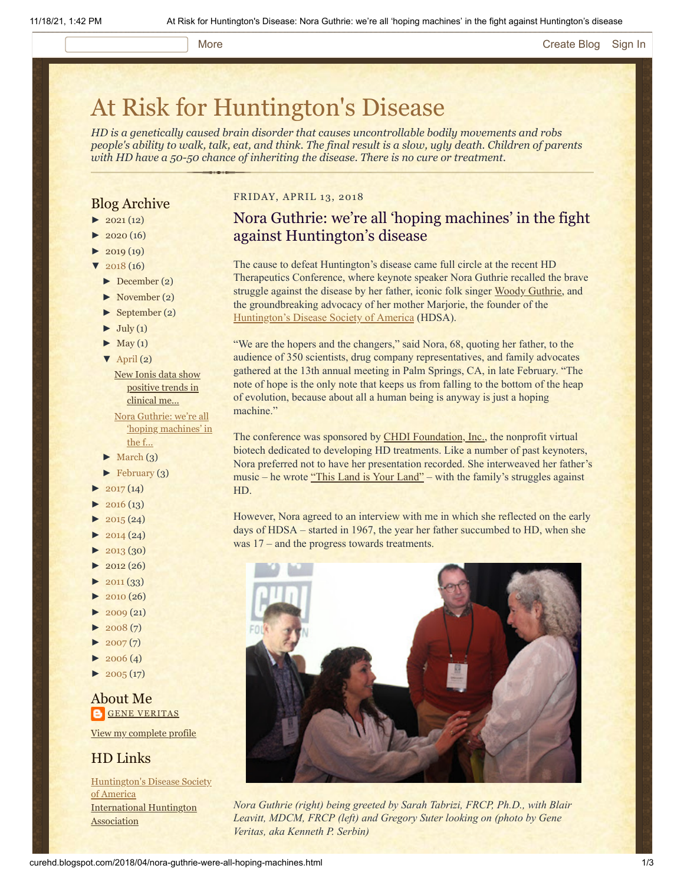# At Risk for Huntington's Disease

*HD is a genetically caused brain disorder that causes uncontrollable bodily movements and robs people's ability to walk, talk, eat, and think. The final result is a slow, ugly death. Children of parents with HD have a 50-50 chance of inheriting the disease. There is no cure or treatment.*

## Blog Archive

- ► 2021 (12)
- ► 2020 (16)
- ► 2019 (19)
- ▼ 2018 (16)
  - ► December (2)
  - ► November (2)
  - ► September (2)
  - ► July (1)
  - ► May (1)
  - ▼ April (2)
    - New Ionis data show positive trends in clinical me...
    - Nora Guthrie: we're all 'hoping machines' in the f...
  - ► March (3)
  - ► February (3)
- ► 2017 (14)
- ► 2016 (13)
- ► 2015 (24)
- ► 2014 (24)
- ► 2013 (30)
- ► 2012 (26)
- ► 2011 (33)
- ► 2010 (26)
- ► 2009 (21)
- ► 2008 (7)
- ► 2007 (7)
- ► 2006 (4)
- ► 2005 (17)

## About Me

GENE VERITAS

View my complete profile

## HD Links

Huntington's Disease Society of America

International Huntington Association

FRIDAY, APRIL 13, 2018

## Nora Guthrie: we're all 'hoping machines' in the fight against Huntington's disease

The cause to defeat Huntington's disease came full circle at the recent HD Therapeutics Conference, where keynote speaker Nora Guthrie recalled the brave struggle against the disease by her father, iconic folk singer Woody Guthrie, and the groundbreaking advocacy of her mother Marjorie, the founder of the Huntington's Disease Society of America (HDSA).

"We are the hopers and the changers," said Nora, 68, quoting her father, to the audience of 350 scientists, drug company representatives, and family advocates gathered at the 13th annual meeting in Palm Springs, CA, in late February. "The note of hope is the only note that keeps us from falling to the bottom of the heap of evolution, because about all a human being is anyway is just a hoping machine."

The conference was sponsored by CHDI Foundation, Inc., the nonprofit virtual biotech dedicated to developing HD treatments. Like a number of past keynoters, Nora preferred not to have her presentation recorded. She interweaved her father's music – he wrote "This Land is Your Land" – with the family's struggles against HD.

However, Nora agreed to an interview with me in which she reflected on the early days of HDSA – started in 1967, the year her father succumbed to HD, when she was 17 – and the progress towards treatments.

*Nora Guthrie (right) being greeted by Sarah Tabrizi, FRCP, Ph.D., with Blair Leavitt, MDCM, FRCP (left) and Gregory Suter looking on (photo by Gene Veritas, aka Kenneth P. Serbin)*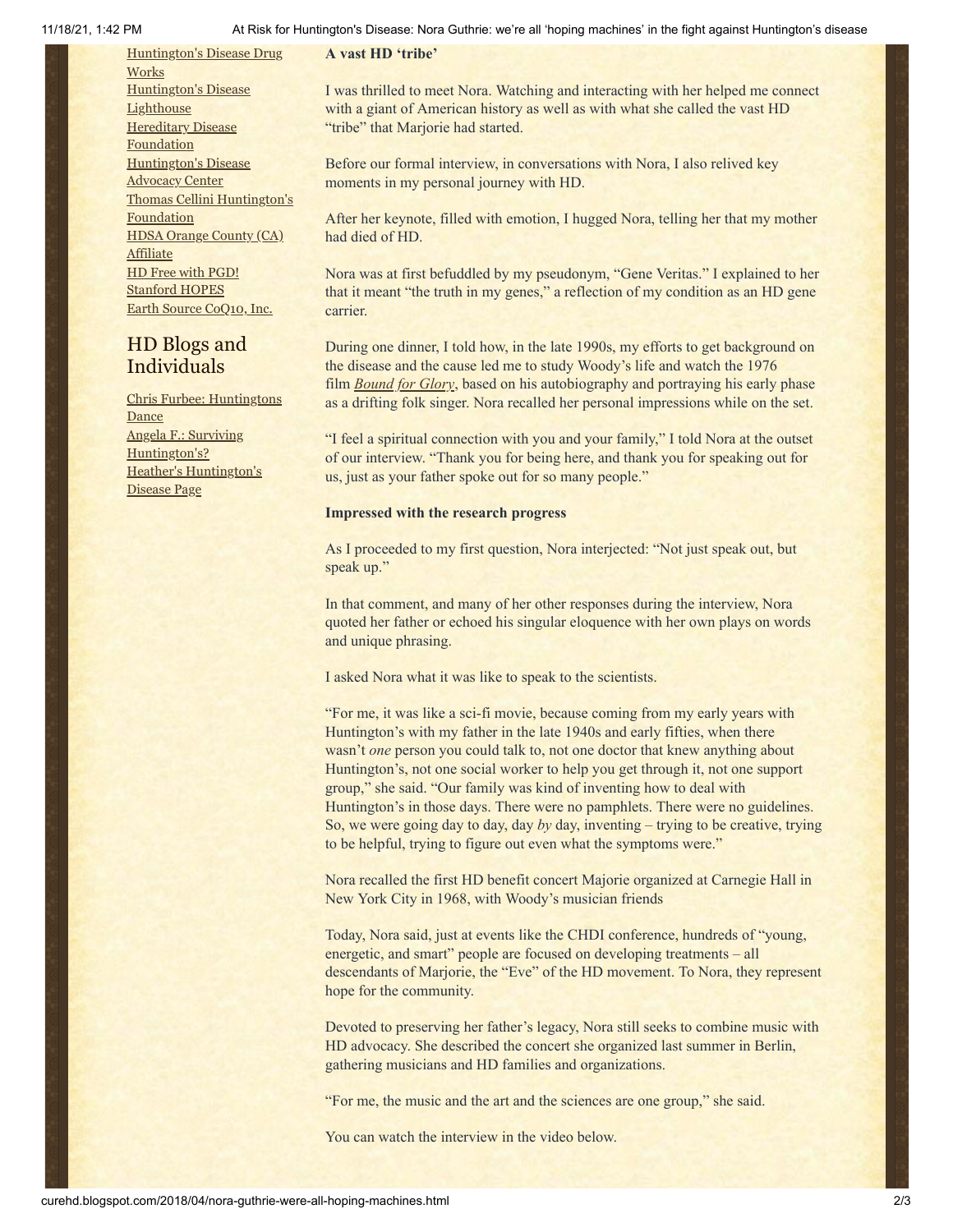[Huntington's Disease Drug Works](#)
[Huntington's Disease Lighthouse](#)
[Hereditary Disease Foundation](#)
[Huntington's Disease Advocacy Center](#)
[Thomas Cellini Huntington's Foundation](#)
[HDSA Orange County (CA) Affiliate](#)
[HD Free with PGD!](#)
[Stanford HOPES](#)
[Earth Source CoQ10, Inc.](#)

## HD Blogs and Individuals

[Chris Furbee: Huntingtons Dance](#)
[Angela F.: Surviving Huntington's?](#)
[Heather's Huntington's Disease Page](#)

**A vast HD 'tribe'**

I was thrilled to meet Nora. Watching and interacting with her helped me connect with a giant of American history as well as with what she called the vast HD "tribe" that Marjorie had started.

Before our formal interview, in conversations with Nora, I also relived key moments in my personal journey with HD.

After her keynote, filled with emotion, I hugged Nora, telling her that my mother had died of HD.

Nora was at first befuddled by my pseudonym, "Gene Veritas." I explained to her that it meant "the truth in my genes," a reflection of my condition as an HD gene carrier.

During one dinner, I told how, in the late 1990s, my efforts to get background on the disease and the cause led me to study Woody's life and watch the 1976 film *Bound for Glory*, based on his autobiography and portraying his early phase as a drifting folk singer. Nora recalled her personal impressions while on the set.

"I feel a spiritual connection with you and your family," I told Nora at the outset of our interview. "Thank you for being here, and thank you for speaking out for us, just as your father spoke out for so many people."

**Impressed with the research progress**

As I proceeded to my first question, Nora interjected: "Not just speak out, but speak up."

In that comment, and many of her other responses during the interview, Nora quoted her father or echoed his singular eloquence with her own plays on words and unique phrasing.

I asked Nora what it was like to speak to the scientists.

"For me, it was like a sci-fi movie, because coming from my early years with Huntington's with my father in the late 1940s and early fifties, when there wasn't *one* person you could talk to, not one doctor that knew anything about Huntington's, not one social worker to help you get through it, not one support group," she said. "Our family was kind of inventing how to deal with Huntington's in those days. There were no pamphlets. There were no guidelines. So, we were going day to day, day *by* day, inventing – trying to be creative, trying to be helpful, trying to figure out even what the symptoms were."

Nora recalled the first HD benefit concert Majorie organized at Carnegie Hall in New York City in 1968, with Woody's musician friends

Today, Nora said, just at events like the CHDI conference, hundreds of "young, energetic, and smart" people are focused on developing treatments – all descendants of Marjorie, the "Eve" of the HD movement. To Nora, they represent hope for the community.

Devoted to preserving her father's legacy, Nora still seeks to combine music with HD advocacy. She described the concert she organized last summer in Berlin, gathering musicians and HD families and organizations.

"For me, the music and the art and the sciences are one group," she said.

You can watch the interview in the video below.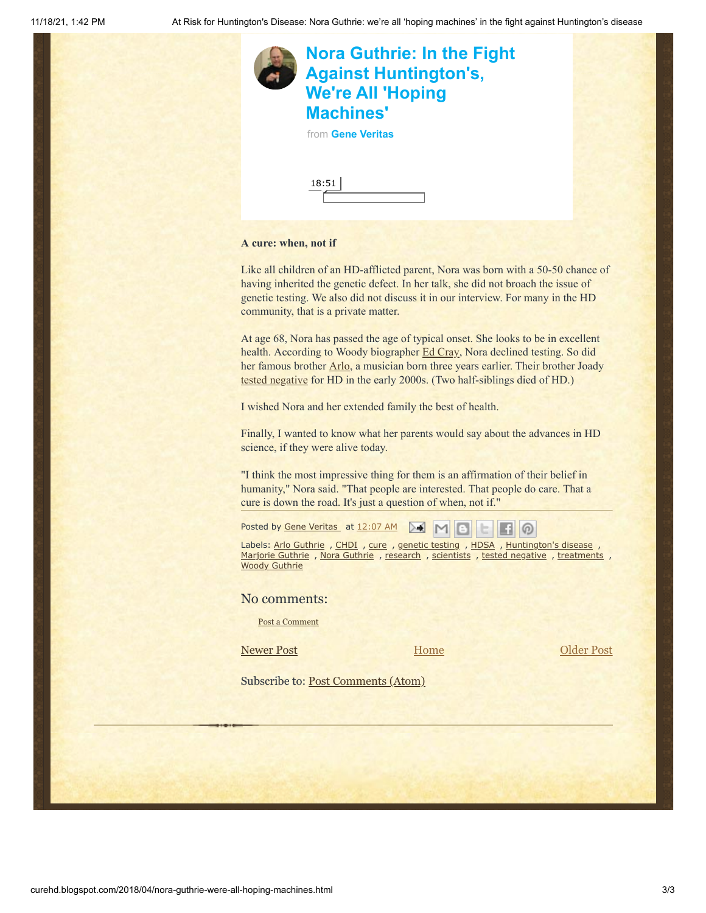## Nora Guthrie: In the Fight Against Huntington's, We're All 'Hoping Machines'

from **Gene Veritas**

18:51

**A cure: when, not if**

Like all children of an HD-afflicted parent, Nora was born with a 50-50 chance of having inherited the genetic defect. In her talk, she did not broach the issue of genetic testing. We also did not discuss it in our interview. For many in the HD community, that is a private matter.

At age 68, Nora has passed the age of typical onset. She looks to be in excellent health. According to Woody biographer Ed Cray, Nora declined testing. So did her famous brother Arlo, a musician born three years earlier. Their brother Joady tested negative for HD in the early 2000s. (Two half-siblings died of HD.)

I wished Nora and her extended family the best of health.

Finally, I wanted to know what her parents would say about the advances in HD science, if they were alive today.

"I think the most impressive thing for them is an affirmation of their belief in humanity," Nora said. "That people are interested. That people do care. That a cure is down the road. It's just a question of when, not if."

Posted by Gene Veritas at 12:07 AM

Labels: Arlo Guthrie , CHDI , cure , genetic testing , HDSA , Huntington's disease , Marjorie Guthrie , Nora Guthrie , research , scientists , tested negative , treatments , Woody Guthrie

### No comments:

Post a Comment

Newer Post | Home | Older Post

Subscribe to: Post Comments (Atom)